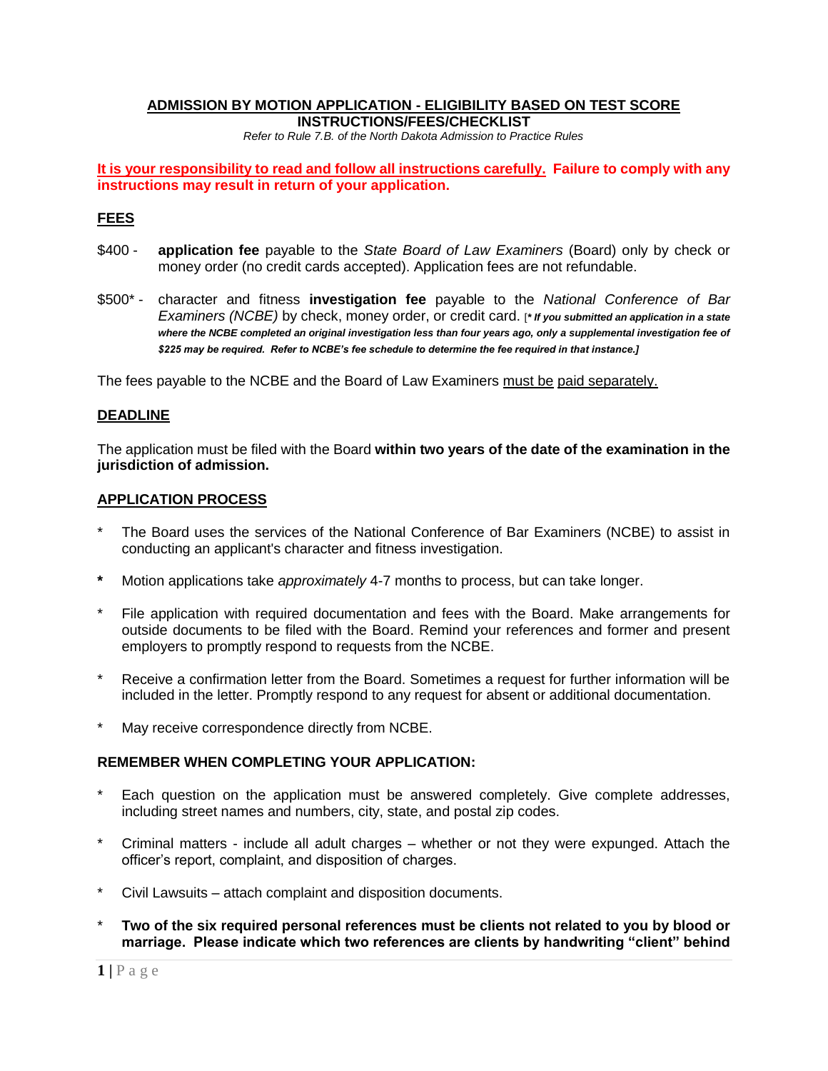# ADMISSION BY MOTION APPLICATION - ELIGIBILITY BASED ON TEST SCORE

## INSTRUCTIONS/FEES/CHECKLIST

*Refer to Rule 7.B. of the North Dakota Admission to Practice Rules*

**It is your responsibility to read and follow all instructions carefully. Failure to comply with any instructions may result in return of your application.**

## FEES

$400 - **application fee** payable to the *State Board of Law Examiners* (Board) only by check or money order (no credit cards accepted). Application fees are not refundable.

$500* - character and fitness **investigation fee** payable to the *National Conference of Bar Examiners (NCBE)* by check, money order, or credit card. [***\* If you submitted an application in a state where the NCBE completed an original investigation less than four years ago, only a supplemental investigation fee of $225 may be required. Refer to NCBE's fee schedule to determine the fee required in that instance.***]

The fees payable to the NCBE and the Board of Law Examiners must be paid separately.

## DEADLINE

The application must be filed with the Board **within two years of the date of the examination in the jurisdiction of admission.**

## APPLICATION PROCESS

* The Board uses the services of the National Conference of Bar Examiners (NCBE) to assist in conducting an applicant's character and fitness investigation.
* Motion applications take *approximately* 4-7 months to process, but can take longer.
* File application with required documentation and fees with the Board. Make arrangements for outside documents to be filed with the Board. Remind your references and former and present employers to promptly respond to requests from the NCBE.
* Receive a confirmation letter from the Board. Sometimes a request for further information will be included in the letter. Promptly respond to any request for absent or additional documentation.
* May receive correspondence directly from NCBE.

### REMEMBER WHEN COMPLETING YOUR APPLICATION:

* Each question on the application must be answered completely. Give complete addresses, including street names and numbers, city, state, and postal zip codes.
* Criminal matters - include all adult charges – whether or not they were expunged. Attach the officer's report, complaint, and disposition of charges.
* Civil Lawsuits – attach complaint and disposition documents.
* **Two of the six required personal references must be clients not related to you by blood or marriage. Please indicate which two references are clients by handwriting "client" behind**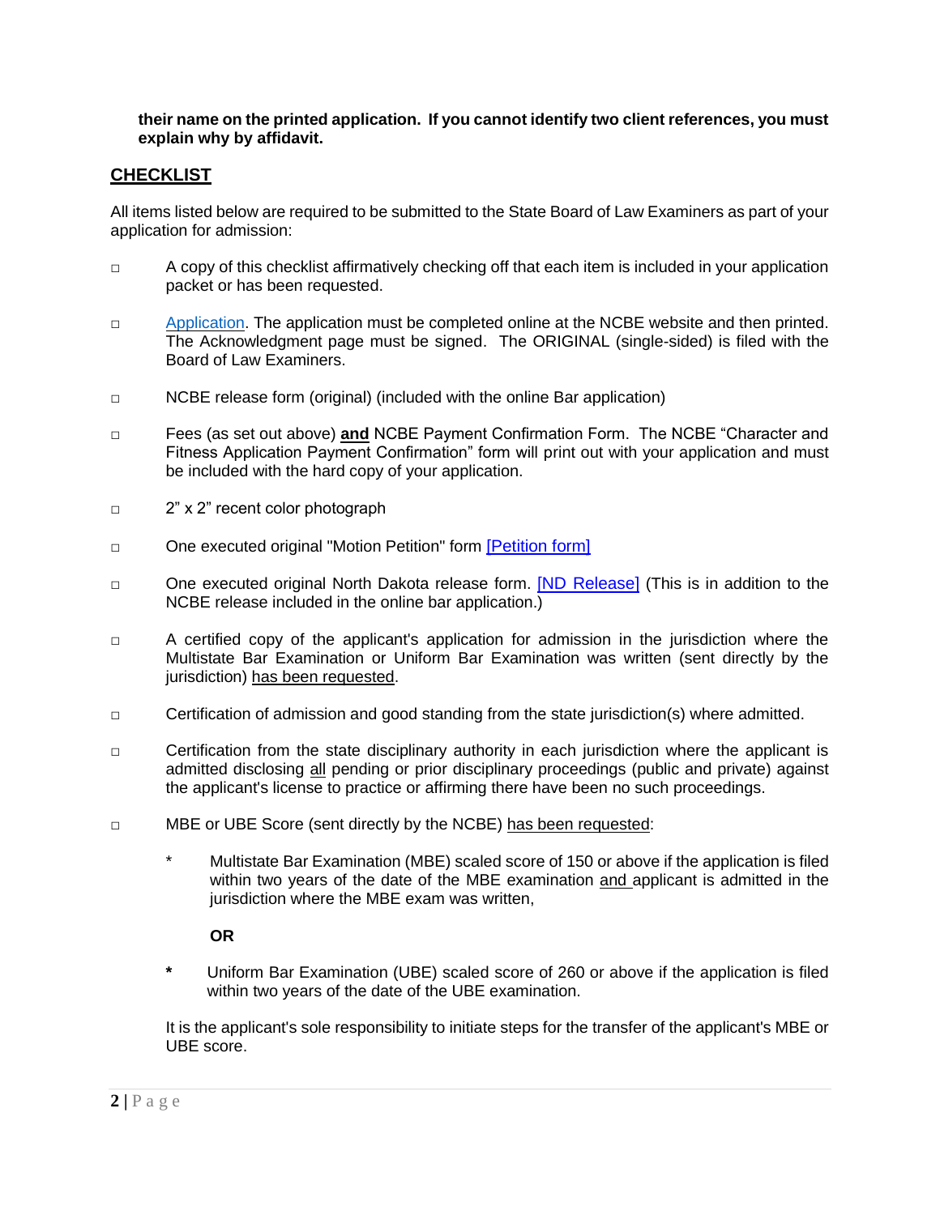**their name on the printed application. If you cannot identify two client references, you must explain why by affidavit.**

## CHECKLIST

All items listed below are required to be submitted to the State Board of Law Examiners as part of your application for admission:

- □ A copy of this checklist affirmatively checking off that each item is included in your application packet or has been requested.
- □ Application. The application must be completed online at the NCBE website and then printed. The Acknowledgment page must be signed. The ORIGINAL (single-sided) is filed with the Board of Law Examiners.
- □ NCBE release form (original) (included with the online Bar application)
- □ Fees (as set out above) **and** NCBE Payment Confirmation Form. The NCBE "Character and Fitness Application Payment Confirmation" form will print out with your application and must be included with the hard copy of your application.
- □ 2" x 2" recent color photograph
- □ One executed original "Motion Petition" form [Petition form]
- □ One executed original North Dakota release form. [ND Release] (This is in addition to the NCBE release included in the online bar application.)
- □ A certified copy of the applicant's application for admission in the jurisdiction where the Multistate Bar Examination or Uniform Bar Examination was written (sent directly by the jurisdiction) has been requested.
- □ Certification of admission and good standing from the state jurisdiction(s) where admitted.
- □ Certification from the state disciplinary authority in each jurisdiction where the applicant is admitted disclosing all pending or prior disciplinary proceedings (public and private) against the applicant's license to practice or affirming there have been no such proceedings.
- □ MBE or UBE Score (sent directly by the NCBE) has been requested:

  \* Multistate Bar Examination (MBE) scaled score of 150 or above if the application is filed within two years of the date of the MBE examination and applicant is admitted in the jurisdiction where the MBE exam was written,

  **OR**

  **\*** Uniform Bar Examination (UBE) scaled score of 260 or above if the application is filed within two years of the date of the UBE examination.

  It is the applicant's sole responsibility to initiate steps for the transfer of the applicant's MBE or UBE score.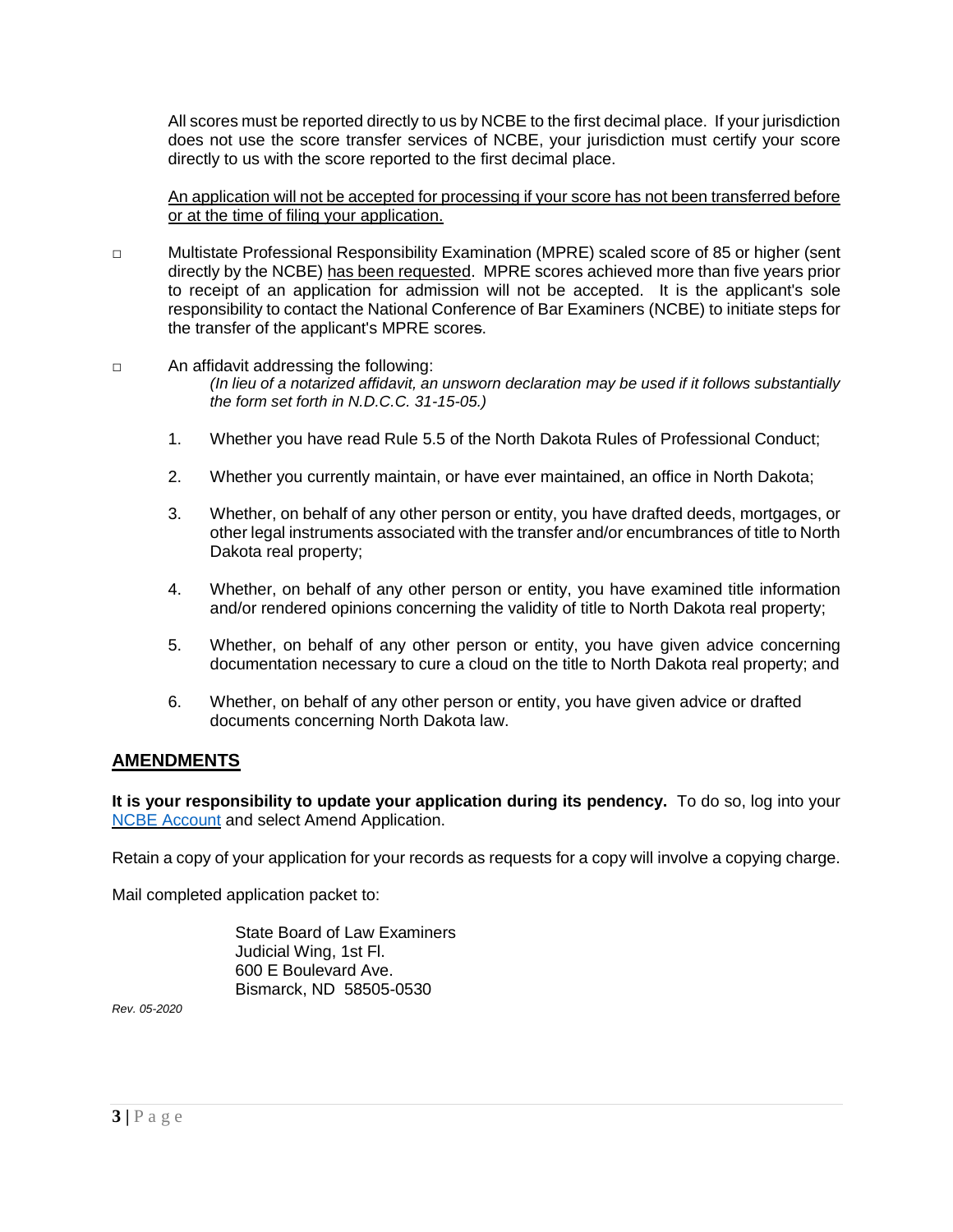All scores must be reported directly to us by NCBE to the first decimal place. If your jurisdiction does not use the score transfer services of NCBE, your jurisdiction must certify your score directly to us with the score reported to the first decimal place.

<u>An application will not be accepted for processing if your score has not been transferred before or at the time of filing your application.</u>

□ Multistate Professional Responsibility Examination (MPRE) scaled score of 85 or higher (sent directly by the NCBE) <u>has been requested</u>. MPRE scores achieved more than five years prior to receipt of an application for admission will not be accepted. It is the applicant's sole responsibility to contact the National Conference of Bar Examiners (NCBE) to initiate steps for the transfer of the applicant's MPRE scores.

□ An affidavit addressing the following:
*(In lieu of a notarized affidavit, an unsworn declaration may be used if it follows substantially the form set forth in N.D.C.C. 31-15-05.)*

1. Whether you have read Rule 5.5 of the North Dakota Rules of Professional Conduct;
2. Whether you currently maintain, or have ever maintained, an office in North Dakota;
3. Whether, on behalf of any other person or entity, you have drafted deeds, mortgages, or other legal instruments associated with the transfer and/or encumbrances of title to North Dakota real property;
4. Whether, on behalf of any other person or entity, you have examined title information and/or rendered opinions concerning the validity of title to North Dakota real property;
5. Whether, on behalf of any other person or entity, you have given advice concerning documentation necessary to cure a cloud on the title to North Dakota real property; and
6. Whether, on behalf of any other person or entity, you have given advice or drafted documents concerning North Dakota law.

## AMENDMENTS

**It is your responsibility to update your application during its pendency.** To do so, log into your NCBE Account and select Amend Application.

Retain a copy of your application for your records as requests for a copy will involve a copying charge.

Mail completed application packet to:

State Board of Law Examiners
Judicial Wing, 1st Fl.
600 E Boulevard Ave.
Bismarck, ND 58505-0530

*Rev. 05-2020*